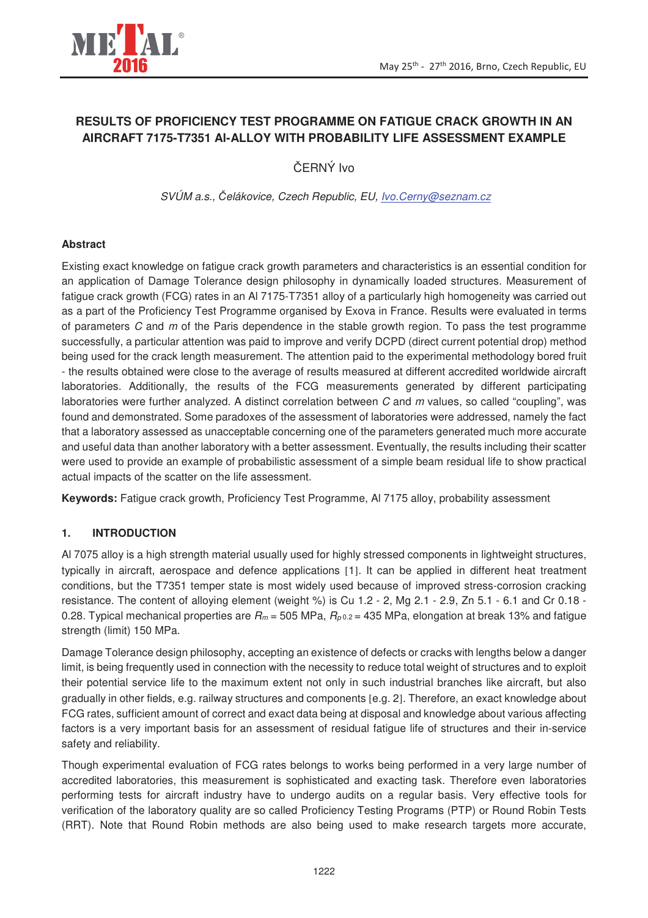# RESULTS OF PROFICIENCY TEST PROGRAMME ON FATIGUE CRACK GROWTH IN AN AIRCRAFT 7175-T7351 Al-ALLOY WITH PROBABILITY LIFE ASSESSMENT EXAMPLE

ČERNÝ Ivo

*SVÚM a.s., Čelákovice, Czech Republic, EU, Ivo.Cerny@seznam.cz*

## Abstract

Existing exact knowledge on fatigue crack growth parameters and characteristics is an essential condition for an application of Damage Tolerance design philosophy in dynamically loaded structures. Measurement of fatigue crack growth (FCG) rates in an Al 7175-T7351 alloy of a particularly high homogeneity was carried out as a part of the Proficiency Test Programme organised by Exova in France. Results were evaluated in terms of parameters $C$ and $m$ of the Paris dependence in the stable growth region. To pass the test programme successfully, a particular attention was paid to improve and verify DCPD (direct current potential drop) method being used for the crack length measurement. The attention paid to the experimental methodology bored fruit - the results obtained were close to the average of results measured at different accredited worldwide aircraft laboratories. Additionally, the results of the FCG measurements generated by different participating laboratories were further analyzed. A distinct correlation between $C$ and $m$ values, so called "coupling", was found and demonstrated. Some paradoxes of the assessment of laboratories were addressed, namely the fact that a laboratory assessed as unacceptable concerning one of the parameters generated much more accurate and useful data than another laboratory with a better assessment. Eventually, the results including their scatter were used to provide an example of probabilistic assessment of a simple beam residual life to show practical actual impacts of the scatter on the life assessment.

**Keywords:** Fatigue crack growth, Proficiency Test Programme, Al 7175 alloy, probability assessment

## 1. INTRODUCTION

Al 7075 alloy is a high strength material usually used for highly stressed components in lightweight structures, typically in aircraft, aerospace and defence applications [1]. It can be applied in different heat treatment conditions, but the T7351 temper state is most widely used because of improved stress-corrosion cracking resistance. The content of alloying element (weight %) is Cu 1.2 - 2, Mg 2.1 - 2.9, Zn 5.1 - 6.1 and Cr 0.18 - 0.28. Typical mechanical properties are $R_m$ = 505 MPa, $R_{p0.2}$ = 435 MPa, elongation at break 13% and fatigue strength (limit) 150 MPa.

Damage Tolerance design philosophy, accepting an existence of defects or cracks with lengths below a danger limit, is being frequently used in connection with the necessity to reduce total weight of structures and to exploit their potential service life to the maximum extent not only in such industrial branches like aircraft, but also gradually in other fields, e.g. railway structures and components [e.g. 2]. Therefore, an exact knowledge about FCG rates, sufficient amount of correct and exact data being at disposal and knowledge about various affecting factors is a very important basis for an assessment of residual fatigue life of structures and their in-service safety and reliability.

Though experimental evaluation of FCG rates belongs to works being performed in a very large number of accredited laboratories, this measurement is sophisticated and exacting task. Therefore even laboratories performing tests for aircraft industry have to undergo audits on a regular basis. Very effective tools for verification of the laboratory quality are so called Proficiency Testing Programs (PTP) or Round Robin Tests (RRT). Note that Round Robin methods are also being used to make research targets more accurate,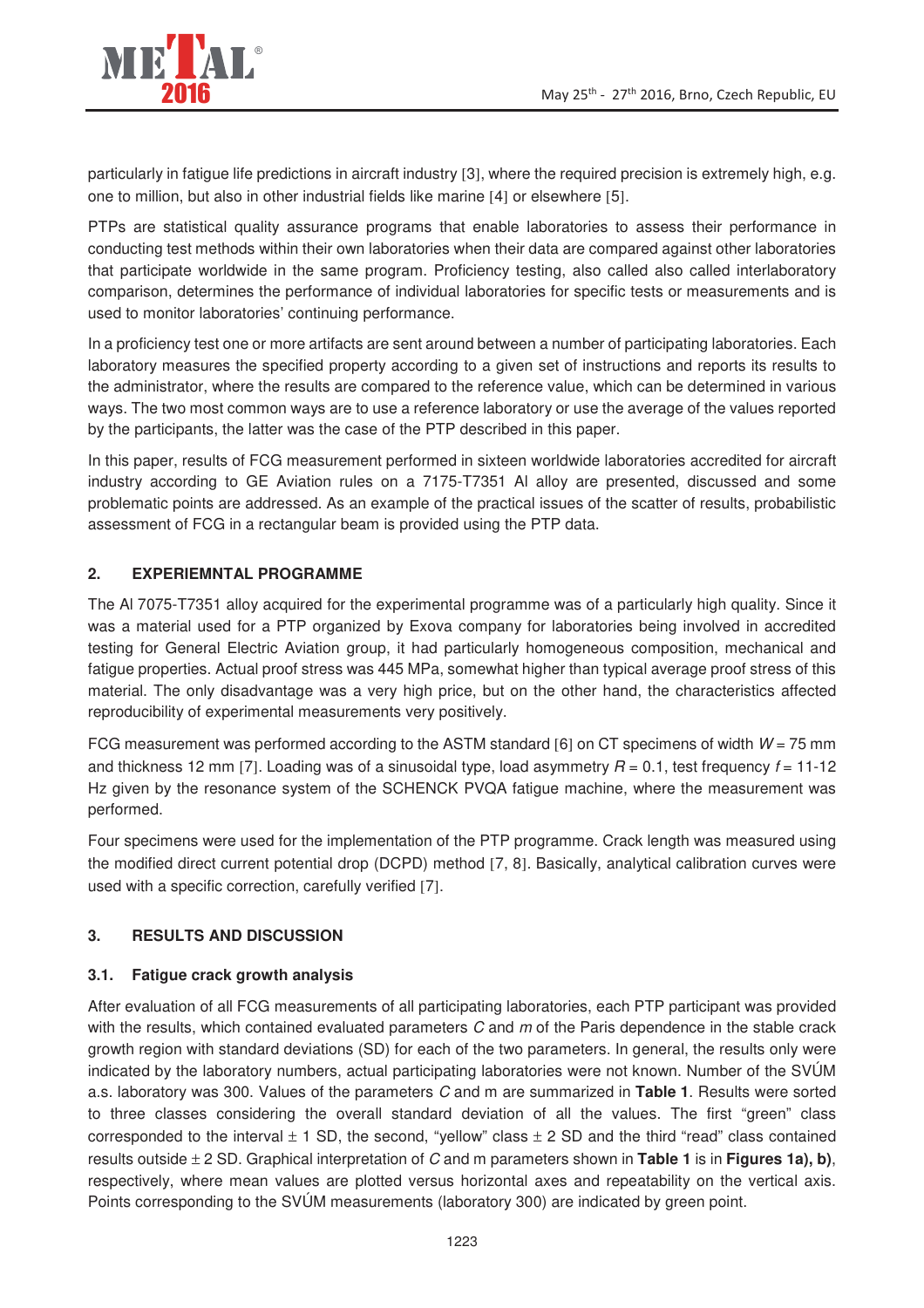particularly in fatigue life predictions in aircraft industry [3], where the required precision is extremely high, e.g. one to million, but also in other industrial fields like marine [4] or elsewhere [5].

PTPs are statistical quality assurance programs that enable laboratories to assess their performance in conducting test methods within their own laboratories when their data are compared against other laboratories that participate worldwide in the same program. Proficiency testing, also called also called interlaboratory comparison, determines the performance of individual laboratories for specific tests or measurements and is used to monitor laboratories' continuing performance.

In a proficiency test one or more artifacts are sent around between a number of participating laboratories. Each laboratory measures the specified property according to a given set of instructions and reports its results to the administrator, where the results are compared to the reference value, which can be determined in various ways. The two most common ways are to use a reference laboratory or use the average of the values reported by the participants, the latter was the case of the PTP described in this paper.

In this paper, results of FCG measurement performed in sixteen worldwide laboratories accredited for aircraft industry according to GE Aviation rules on a 7175-T7351 Al alloy are presented, discussed and some problematic points are addressed. As an example of the practical issues of the scatter of results, probabilistic assessment of FCG in a rectangular beam is provided using the PTP data.

## 2. EXPERIEMNTAL PROGRAMME

The Al 7075-T7351 alloy acquired for the experimental programme was of a particularly high quality. Since it was a material used for a PTP organized by Exova company for laboratories being involved in accredited testing for General Electric Aviation group, it had particularly homogeneous composition, mechanical and fatigue properties. Actual proof stress was 445 MPa, somewhat higher than typical average proof stress of this material. The only disadvantage was a very high price, but on the other hand, the characteristics affected reproducibility of experimental measurements very positively.

FCG measurement was performed according to the ASTM standard [6] on CT specimens of width $W = 75$ mm and thickness 12 mm [7]. Loading was of a sinusoidal type, load asymmetry $R = 0.1$, test frequency $f = 11$-$12$ Hz given by the resonance system of the SCHENCK PVQA fatigue machine, where the measurement was performed.

Four specimens were used for the implementation of the PTP programme. Crack length was measured using the modified direct current potential drop (DCPD) method [7, 8]. Basically, analytical calibration curves were used with a specific correction, carefully verified [7].

## 3. RESULTS AND DISCUSSION

### 3.1. Fatigue crack growth analysis

After evaluation of all FCG measurements of all participating laboratories, each PTP participant was provided with the results, which contained evaluated parameters $C$ and $m$ of the Paris dependence in the stable crack growth region with standard deviations (SD) for each of the two parameters. In general, the results only were indicated by the laboratory numbers, actual participating laboratories were not known. Number of the SVÚM a.s. laboratory was 300. Values of the parameters $C$ and m are summarized in **Table 1**. Results were sorted to three classes considering the overall standard deviation of all the values. The first "green" class corresponded to the interval ± 1 SD, the second, "yellow" class ± 2 SD and the third "read" class contained results outside ± 2 SD. Graphical interpretation of $C$ and m parameters shown in **Table 1** is in **Figures 1a), b)**, respectively, where mean values are plotted versus horizontal axes and repeatability on the vertical axis. Points corresponding to the SVÚM measurements (laboratory 300) are indicated by green point.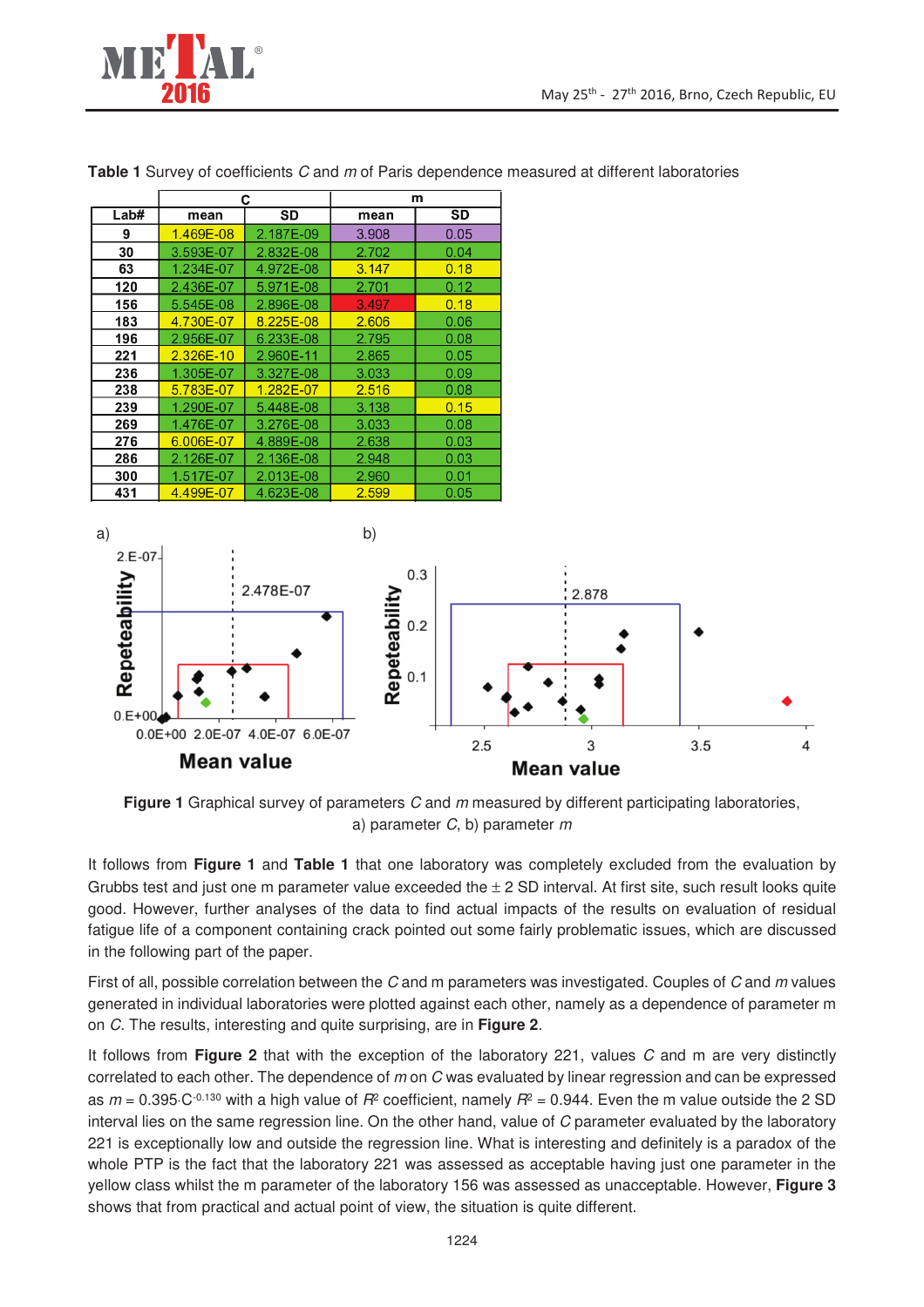**Table 1** Survey of coefficients *C* and *m* of Paris dependence measured at different laboratories

| Lab# | C | | m | |
|---|---|---|---|---|
| | mean | SD | mean | SD |
| 9 | 1.469E-08 | 2.187E-09 | 3.908 | 0.05 |
| 30 | 3.593E-07 | 2.832E-08 | 2.702 | 0.04 |
| 63 | 1.234E-07 | 4.972E-08 | 3.147 | 0.18 |
| 120 | 2.436E-07 | 5.971E-08 | 2.701 | 0.12 |
| 156 | 5.545E-08 | 2.896E-08 | 3.497 | 0.18 |
| 183 | 4.730E-07 | 8.225E-08 | 2.606 | 0.06 |
| 196 | 2.956E-07 | 6.233E-08 | 2.795 | 0.08 |
| 221 | 2.326E-10 | 2.960E-11 | 2.865 | 0.05 |
| 236 | 1.305E-07 | 3.327E-08 | 3.033 | 0.09 |
| 238 | 5.783E-07 | 1.282E-07 | 2.516 | 0.08 |
| 239 | 1.290E-07 | 5.448E-08 | 3.138 | 0.15 |
| 269 | 1.476E-07 | 3.276E-08 | 3.033 | 0.08 |
| 276 | 6.006E-07 | 4.889E-08 | 2.638 | 0.03 |
| 286 | 2.126E-07 | 2.136E-08 | 2.948 | 0.03 |
| 300 | 1.517E-07 | 2.013E-08 | 2.960 | 0.01 |
| 431 | 4.499E-07 | 4.623E-08 | 2.599 | 0.05 |

**Figure 1** Graphical survey of parameters *C* and *m* measured by different participating laboratories, a) parameter *C*, b) parameter *m*

It follows from **Figure 1** and **Table 1** that one laboratory was completely excluded from the evaluation by Grubbs test and just one m parameter value exceeded the ± 2 SD interval. At first site, such result looks quite good. However, further analyses of the data to find actual impacts of the results on evaluation of residual fatigue life of a component containing crack pointed out some fairly problematic issues, which are discussed in the following part of the paper.

First of all, possible correlation between the *C* and m parameters was investigated. Couples of *C* and *m* values generated in individual laboratories were plotted against each other, namely as a dependence of parameter m on *C*. The results, interesting and quite surprising, are in **Figure 2**.

It follows from **Figure 2** that with the exception of the laboratory 221, values *C* and m are very distinctly correlated to each other. The dependence of *m* on *C* was evaluated by linear regression and can be expressed as $m = 0.395 \cdot C^{-0.130}$ with a high value of $R^2$ coefficient, namely $R^2 = 0.944$. Even the m value outside the 2 SD interval lies on the same regression line. On the other hand, value of *C* parameter evaluated by the laboratory 221 is exceptionally low and outside the regression line. What is interesting and definitely is a paradox of the whole PTP is the fact that the laboratory 221 was assessed as acceptable having just one parameter in the yellow class whilst the m parameter of the laboratory 156 was assessed as unacceptable. However, **Figure 3** shows that from practical and actual point of view, the situation is quite different.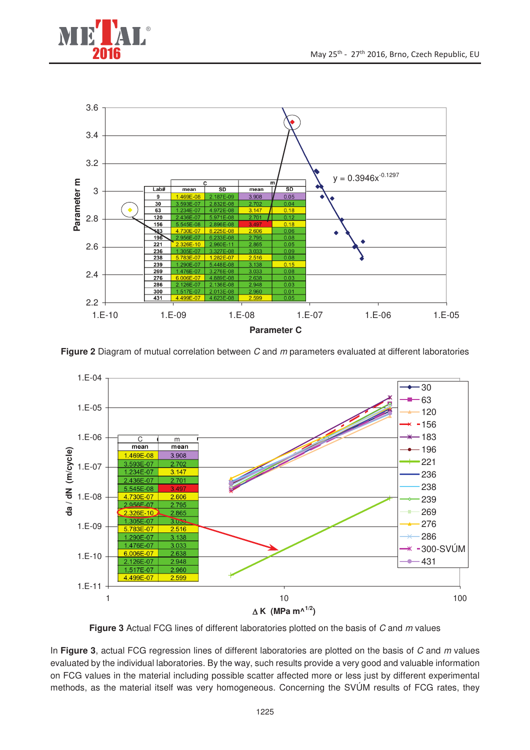**Figure 2** Diagram of mutual correlation between *C* and *m* parameters evaluated at different laboratories

**Figure 3** Actual FCG lines of different laboratories plotted on the basis of *C* and *m* values

In **Figure 3**, actual FCG regression lines of different laboratories are plotted on the basis of *C* and *m* values evaluated by the individual laboratories. By the way, such results provide a very good and valuable information on FCG values in the material including possible scatter affected more or less just by different experimental methods, as the material itself was very homogeneous. Concerning the SVÚM results of FCG rates, they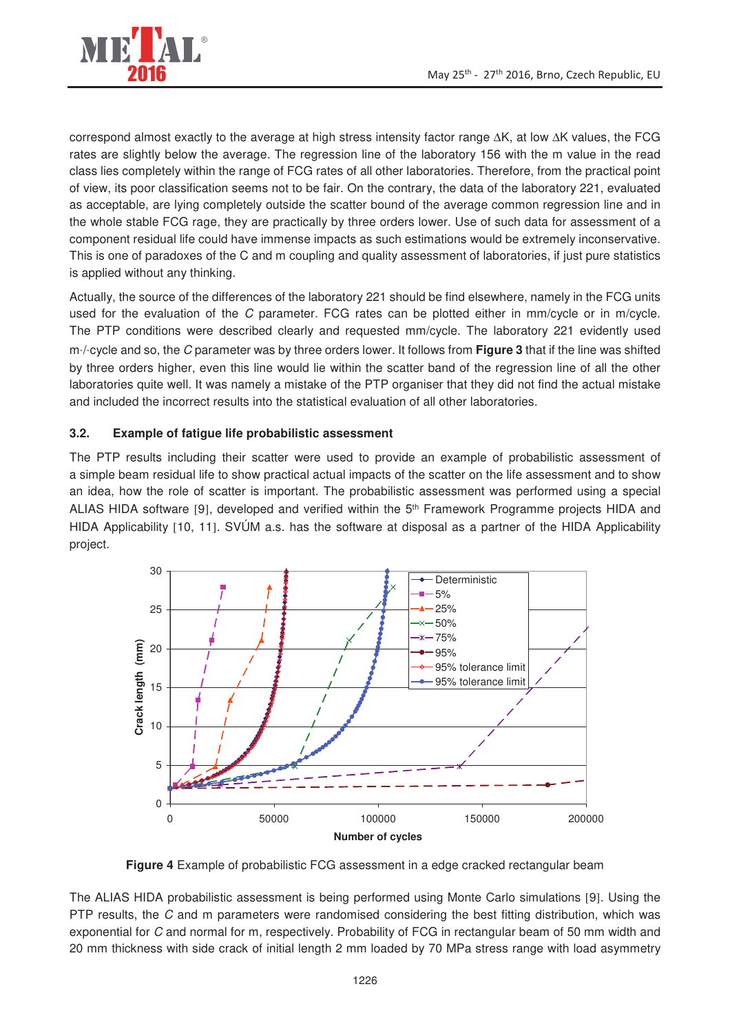correspond almost exactly to the average at high stress intensity factor range ΔK, at low ΔK values, the FCG rates are slightly below the average. The regression line of the laboratory 156 with the m value in the read class lies completely within the range of FCG rates of all other laboratories. Therefore, from the practical point of view, its poor classification seems not to be fair. On the contrary, the data of the laboratory 221, evaluated as acceptable, are lying completely outside the scatter bound of the average common regression line and in the whole stable FCG rage, they are practically by three orders lower. Use of such data for assessment of a component residual life could have immense impacts as such estimations would be extremely inconservative. This is one of paradoxes of the C and m coupling and quality assessment of laboratories, if just pure statistics is applied without any thinking.

Actually, the source of the differences of the laboratory 221 should be find elsewhere, namely in the FCG units used for the evaluation of the *C* parameter. FCG rates can be plotted either in mm/cycle or in m/cycle. The PTP conditions were described clearly and requested mm/cycle. The laboratory 221 evidently used m·/·cycle and so, the *C* parameter was by three orders lower. It follows from **Figure 3** that if the line was shifted by three orders higher, even this line would lie within the scatter band of the regression line of all the other laboratories quite well. It was namely a mistake of the PTP organiser that they did not find the actual mistake and included the incorrect results into the statistical evaluation of all other laboratories.

### 3.2. Example of fatigue life probabilistic assessment

The PTP results including their scatter were used to provide an example of probabilistic assessment of a simple beam residual life to show practical actual impacts of the scatter on the life assessment and to show an idea, how the role of scatter is important. The probabilistic assessment was performed using a special ALIAS HIDA software [9], developed and verified within the 5[th] Framework Programme projects HIDA and HIDA Applicability [10, 11]. SVÚM a.s. has the software at disposal as a partner of the HIDA Applicability project.

**Figure 4** Example of probabilistic FCG assessment in a edge cracked rectangular beam

The ALIAS HIDA probabilistic assessment is being performed using Monte Carlo simulations [9]. Using the PTP results, the *C* and m parameters were randomised considering the best fitting distribution, which was exponential for *C* and normal for m, respectively. Probability of FCG in rectangular beam of 50 mm width and 20 mm thickness with side crack of initial length 2 mm loaded by 70 MPa stress range with load asymmetry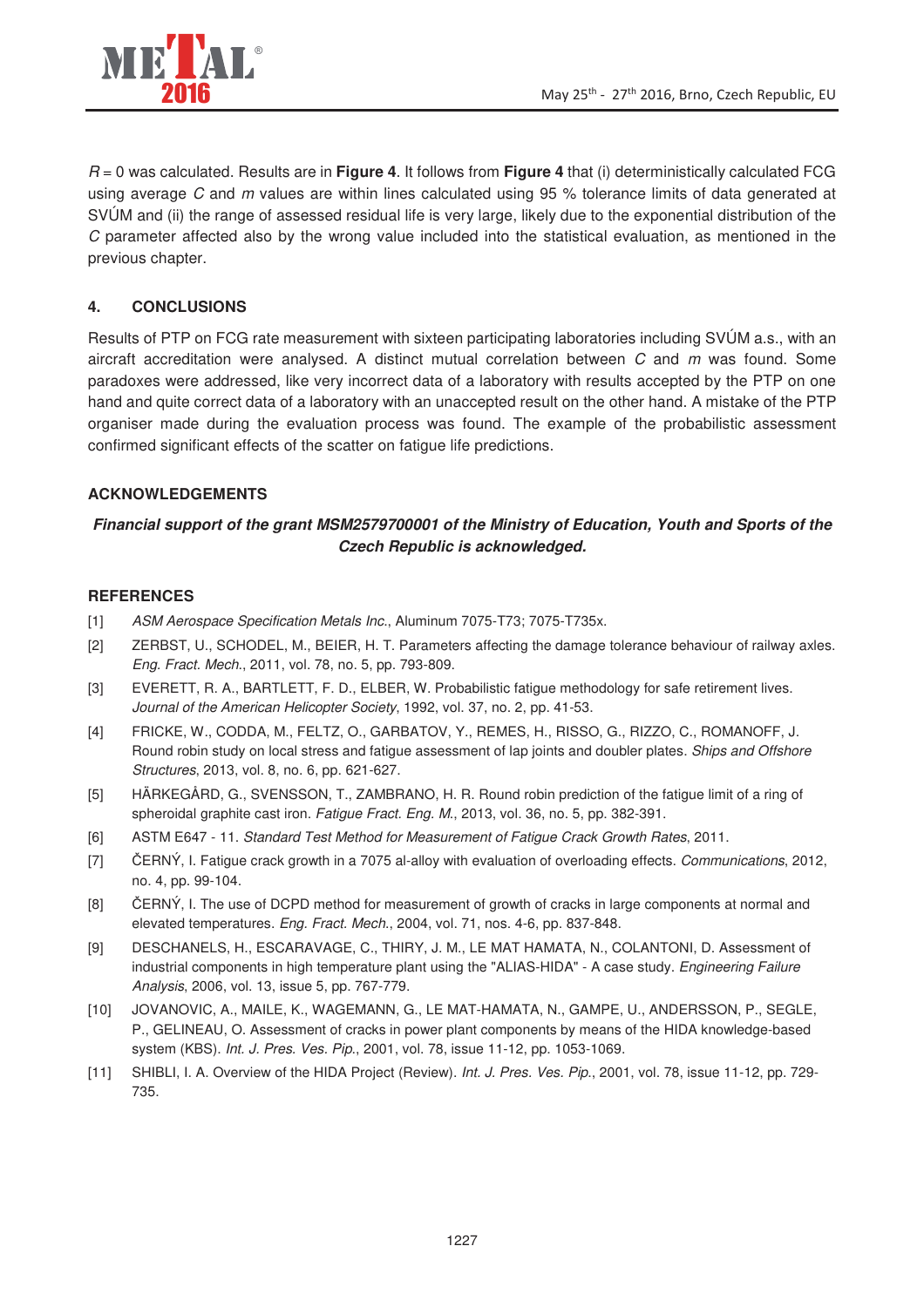$R = 0$ was calculated. Results are in **Figure 4**. It follows from **Figure 4** that (i) deterministically calculated FCG using average $C$ and $m$ values are within lines calculated using 95 % tolerance limits of data generated at SVÚM and (ii) the range of assessed residual life is very large, likely due to the exponential distribution of the $C$ parameter affected also by the wrong value included into the statistical evaluation, as mentioned in the previous chapter.

## 4. CONCLUSIONS

Results of PTP on FCG rate measurement with sixteen participating laboratories including SVÚM a.s., with an aircraft accreditation were analysed. A distinct mutual correlation between $C$ and $m$ was found. Some paradoxes were addressed, like very incorrect data of a laboratory with results accepted by the PTP on one hand and quite correct data of a laboratory with an unaccepted result on the other hand. A mistake of the PTP organiser made during the evaluation process was found. The example of the probabilistic assessment confirmed significant effects of the scatter on fatigue life predictions.

## ACKNOWLEDGEMENTS

***Financial support of the grant MSM2579700001 of the Ministry of Education, Youth and Sports of the Czech Republic is acknowledged.***

## REFERENCES

[1] *ASM Aerospace Specification Metals Inc.*, Aluminum 7075-T73; 7075-T735x.

[2] ZERBST, U., SCHODEL, M., BEIER, H. T. Parameters affecting the damage tolerance behaviour of railway axles. *Eng. Fract. Mech.*, 2011, vol. 78, no. 5, pp. 793-809.

[3] EVERETT, R. A., BARTLETT, F. D., ELBER, W. Probabilistic fatigue methodology for safe retirement lives. *Journal of the American Helicopter Society*, 1992, vol. 37, no. 2, pp. 41-53.

[4] FRICKE, W., CODDA, M., FELTZ, O., GARBATOV, Y., REMES, H., RISSO, G., RIZZO, C., ROMANOFF, J. Round robin study on local stress and fatigue assessment of lap joints and doubler plates. *Ships and Offshore Structures*, 2013, vol. 8, no. 6, pp. 621-627.

[5] HÄRKEGÅRD, G., SVENSSON, T., ZAMBRANO, H. R. Round robin prediction of the fatigue limit of a ring of spheroidal graphite cast iron. *Fatigue Fract. Eng. M.*, 2013, vol. 36, no. 5, pp. 382-391.

[6] ASTM E647 - 11. *Standard Test Method for Measurement of Fatigue Crack Growth Rates*, 2011.

[7] ČERNÝ, I. Fatigue crack growth in a 7075 al-alloy with evaluation of overloading effects. *Communications*, 2012, no. 4, pp. 99-104.

[8] ČERNÝ, I. The use of DCPD method for measurement of growth of cracks in large components at normal and elevated temperatures. *Eng. Fract. Mech.*, 2004, vol. 71, nos. 4-6, pp. 837-848.

[9] DESCHANELS, H., ESCARAVAGE, C., THIRY, J. M., LE MAT HAMATA, N., COLANTONI, D. Assessment of industrial components in high temperature plant using the "ALIAS-HIDA" - A case study. *Engineering Failure Analysis*, 2006, vol. 13, issue 5, pp. 767-779.

[10] JOVANOVIC, A., MAILE, K., WAGEMANN, G., LE MAT-HAMATA, N., GAMPE, U., ANDERSSON, P., SEGLE, P., GELINEAU, O. Assessment of cracks in power plant components by means of the HIDA knowledge-based system (KBS). *Int. J. Pres. Ves. Pip.*, 2001, vol. 78, issue 11-12, pp. 1053-1069.

[11] SHIBLI, I. A. Overview of the HIDA Project (Review). *Int. J. Pres. Ves. Pip.*, 2001, vol. 78, issue 11-12, pp. 729-735.